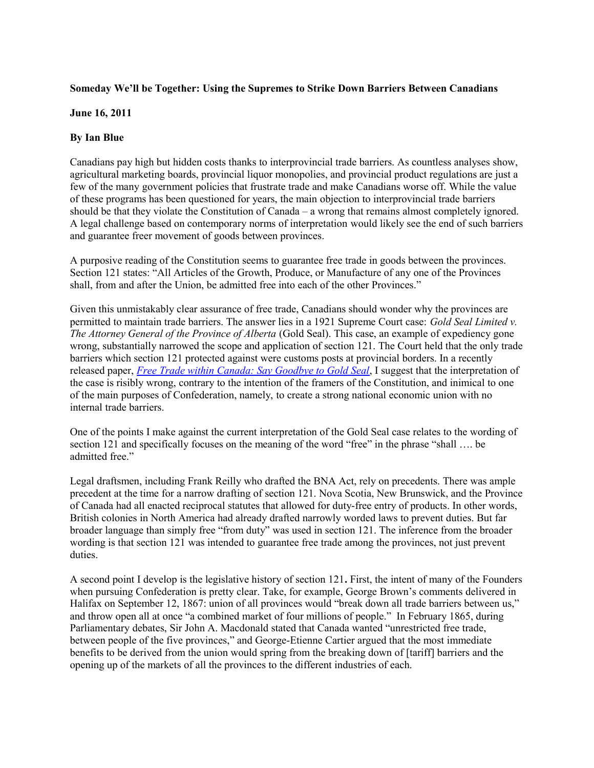**Someday We'll be Together: Using the Supremes to Strike Down Barriers Between Canadians**

**June 16, 2011**

**By Ian Blue**

Canadians pay high but hidden costs thanks to interprovincial trade barriers. As countless analyses show, agricultural marketing boards, provincial liquor monopolies, and provincial product regulations are just a few of the many government policies that frustrate trade and make Canadians worse off. While the value of these programs has been questioned for years, the main objection to interprovincial trade barriers should be that they violate the Constitution of Canada – a wrong that remains almost completely ignored. A legal challenge based on contemporary norms of interpretation would likely see the end of such barriers and guarantee freer movement of goods between provinces.

A purposive reading of the Constitution seems to guarantee free trade in goods between the provinces. Section 121 states: "All Articles of the Growth, Produce, or Manufacture of any one of the Provinces shall, from and after the Union, be admitted free into each of the other Provinces."

Given this unmistakably clear assurance of free trade, Canadians should wonder why the provinces are permitted to maintain trade barriers. The answer lies in a 1921 Supreme Court case: *Gold Seal Limited v. The Attorney General of the Province of Alberta* (Gold Seal). This case, an example of expediency gone wrong, substantially narrowed the scope and application of section 121. The Court held that the only trade barriers which section 121 protected against were customs posts at provincial borders. In a recently released paper, *Free Trade within Canada: Say Goodbye to Gold Seal*, I suggest that the interpretation of the case is risibly wrong, contrary to the intention of the framers of the Constitution, and inimical to one of the main purposes of Confederation, namely, to create a strong national economic union with no internal trade barriers.

One of the points I make against the current interpretation of the Gold Seal case relates to the wording of section 121 and specifically focuses on the meaning of the word "free" in the phrase "shall …. be admitted free."

Legal draftsmen, including Frank Reilly who drafted the BNA Act, rely on precedents. There was ample precedent at the time for a narrow drafting of section 121. Nova Scotia, New Brunswick, and the Province of Canada had all enacted reciprocal statutes that allowed for duty-free entry of products. In other words, British colonies in North America had already drafted narrowly worded laws to prevent duties. But far broader language than simply free "from duty" was used in section 121. The inference from the broader wording is that section 121 was intended to guarantee free trade among the provinces, not just prevent duties.

A second point I develop is the legislative history of section 121**.** First, the intent of many of the Founders when pursuing Confederation is pretty clear. Take, for example, George Brown's comments delivered in Halifax on September 12, 1867: union of all provinces would "break down all trade barriers between us," and throw open all at once "a combined market of four millions of people." In February 1865, during Parliamentary debates, Sir John A. Macdonald stated that Canada wanted "unrestricted free trade, between people of the five provinces," and George-Etienne Cartier argued that the most immediate benefits to be derived from the union would spring from the breaking down of [tariff] barriers and the opening up of the markets of all the provinces to the different industries of each.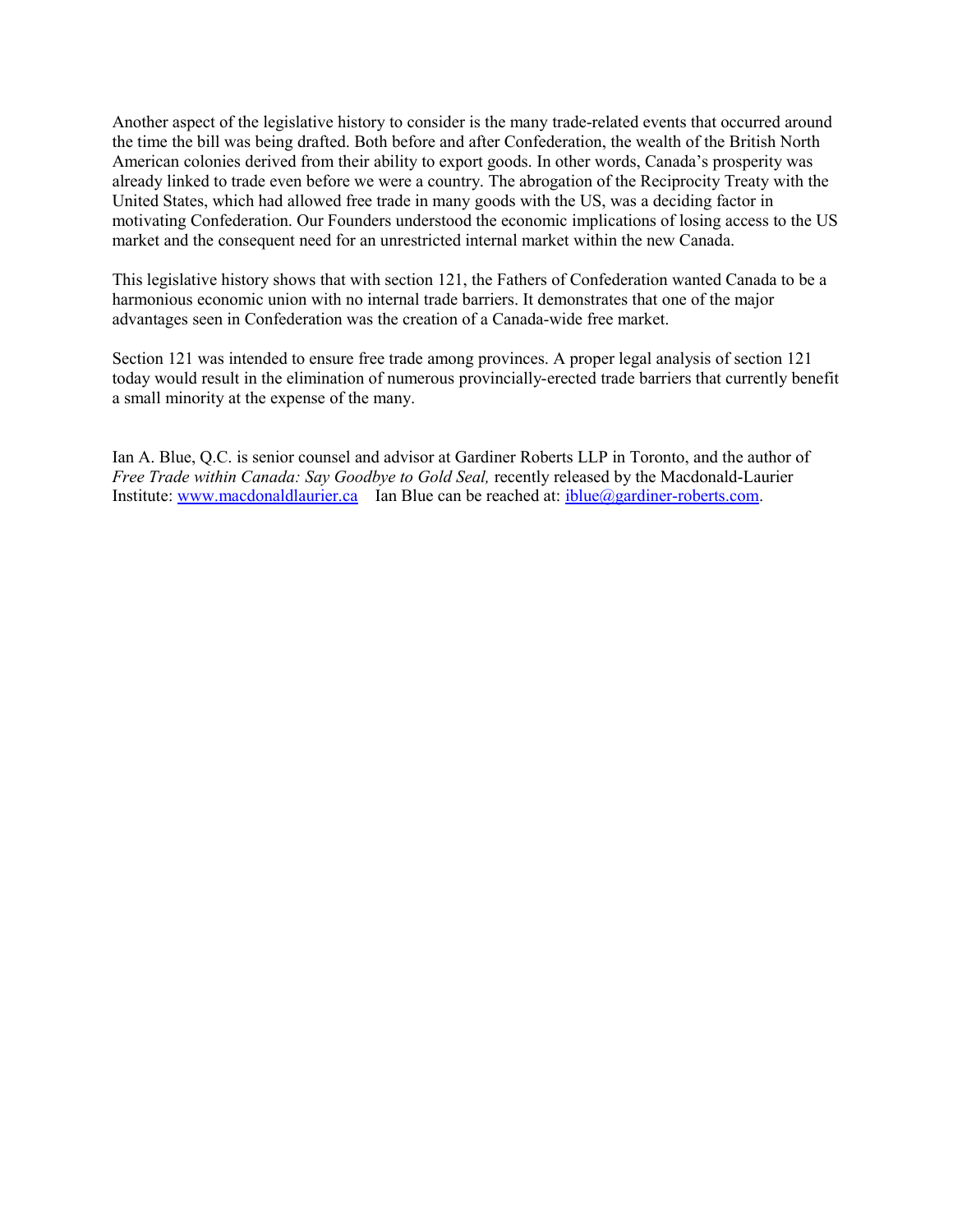Another aspect of the legislative history to consider is the many trade-related events that occurred around the time the bill was being drafted. Both before and after Confederation, the wealth of the British North American colonies derived from their ability to export goods. In other words, Canada's prosperity was already linked to trade even before we were a country. The abrogation of the Reciprocity Treaty with the United States, which had allowed free trade in many goods with the US, was a deciding factor in motivating Confederation. Our Founders understood the economic implications of losing access to the US market and the consequent need for an unrestricted internal market within the new Canada.

This legislative history shows that with section 121, the Fathers of Confederation wanted Canada to be a harmonious economic union with no internal trade barriers. It demonstrates that one of the major advantages seen in Confederation was the creation of a Canada-wide free market.

Section 121 was intended to ensure free trade among provinces. A proper legal analysis of section 121 today would result in the elimination of numerous provincially-erected trade barriers that currently benefit a small minority at the expense of the many.

Ian A. Blue, Q.C. is senior counsel and advisor at Gardiner Roberts LLP in Toronto, and the author of *Free Trade within Canada: Say Goodbye to Gold Seal,* recently released by the Macdonald-Laurier Institute: [www.macdonaldlaurier.ca](http://www.macdonaldlaurier.ca) Ian Blue can be reached at: [iblue@gardiner-roberts.com](mailto:iblue@gardiner-roberts.com).